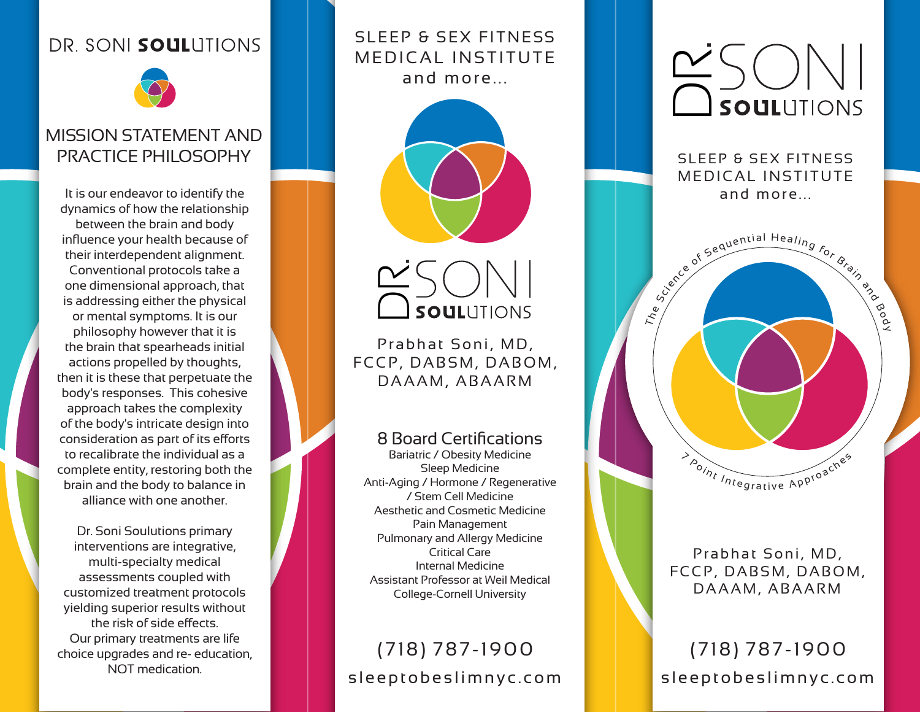# DR. SONI SOULUTIONS

## MISSION STATEMENT AND PRACTICE PHILOSOPHY

It is our endeavor to identify the dynamics of how the relationship between the brain and body influence your health because of their interdependent alignment. Conventional protocols take a one dimensional approach, that is addressing either the physical or mental symptoms. It is our philosophy however that it is the brain that spearheads initial actions propelled by thoughts, then it is these that perpetuate the body's responses. This cohesive approach takes the complexity of the body's intricate design into consideration as part of its efforts to recalibrate the individual as a complete entity, restoring both the brain and the body to balance in alliance with one another.

Dr. Soni Soulutions primary interventions are integrative, multi-specialty medical assessments coupled with customized treatment protocols yielding superior results without the risk of side effects. Our primary treatments are life choice upgrades and re- education, NOT medication.

SLEEP & SEX FITNESS MEDICAL INSTITUTE
and more...

DR. SONI SOULUTIONS

Prabhat Soni, MD, FCCP, DABSM, DABOM, DAAAM, ABAARM

## 8 Board Certifications

Bariatric / Obesity Medicine
Sleep Medicine
Anti-Aging / Hormone / Regenerative / Stem Cell Medicine
Aesthetic and Cosmetic Medicine
Pain Management
Pulmonary and Allergy Medicine
Critical Care
Internal Medicine
Assistant Professor at Weil Medical College-Cornell University

(718) 787-1900
sleeptobeslimnyc.com

# DR. SONI SOULUTIONS

SLEEP & SEX FITNESS MEDICAL INSTITUTE
and more...

The Science of Sequential Healing for Brain and Body

7 Point Integrative Approaches

Prabhat Soni, MD, FCCP, DABSM, DABOM, DAAAM, ABAARM

(718) 787-1900
sleeptobeslimnyc.com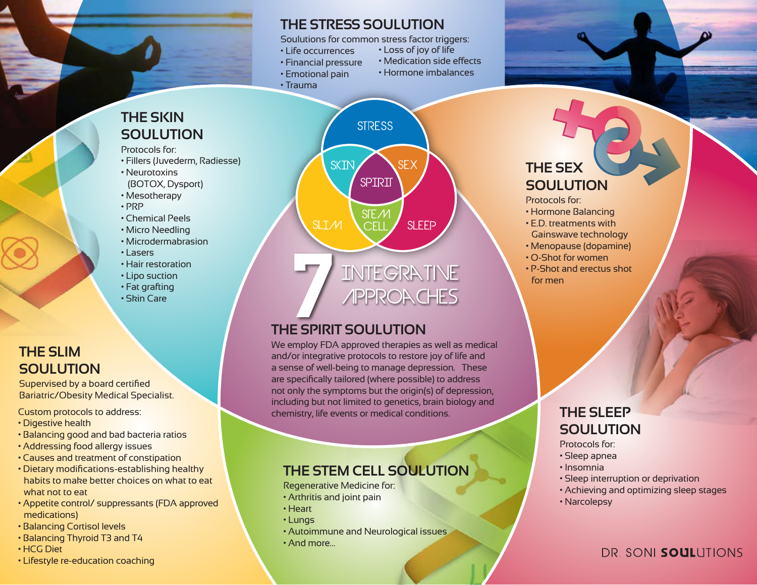## THE STRESS SOULUTION

Soulutions for common stress factor triggers:

- Life occurrences
- Financial pressure
- Emotional pain
- Trauma
- Loss of joy of life
- Medication side effects
- Hormone imbalances

STRESS
SKIN
SEX
SPIRIT
SLIM
STEM CELL
SLEEP

7 INTEGRATIVE APPROACHES

## THE SKIN SOULUTION

Protocols for:

- Fillers (Juvederm, Radiesse)
- Neurotoxins (BOTOX, Dysport)
- Mesotherapy
- PRP
- Chemical Peels
- Micro Needling
- Microdermabrasion
- Lasers
- Hair restoration
- Lipo suction
- Fat grafting
- Skin Care

## THE SEX SOULUTION

Protocols for:

- Hormone Balancing
- E.D. treatments with Gainswave technology
- Menopause (dopamine)
- O-Shot for women
- P-Shot and erectus shot for men

## THE SPIRIT SOULUTION

We employ FDA approved therapies as well as medical and/or integrative protocols to restore joy of life and a sense of well-being to manage depression. These are specifically tailored (where possible) to address not only the symptoms but the origin(s) of depression, including but not limited to genetics, brain biology and chemistry, life events or medical conditions.

## THE SLIM SOULUTION

Supervised by a board certified Bariatric/Obesity Medical Specialist.

Custom protocols to address:

- Digestive health
- Balancing good and bad bacteria ratios
- Addressing food allergy issues
- Causes and treatment of constipation
- Dietary modifications-establishing healthy habits to make better choices on what to eat what not to eat
- Appetite control/ suppressants (FDA approved medications)
- Balancing Cortisol levels
- Balancing Thyroid T3 and T4
- HCG Diet
- Lifestyle re-education coaching

## THE STEM CELL SOULUTION

Regenerative Medicine for:

- Arthritis and joint pain
- Heart
- Lungs
- Autoimmune and Neurological issues
- And more...

## THE SLEEP SOULUTION

Protocols for:

- Sleep apnea
- Insomnia
- Sleep interruption or deprivation
- Achieving and optimizing sleep stages
- Narcolepsy

DR. SONI **SOUL**UTIONS